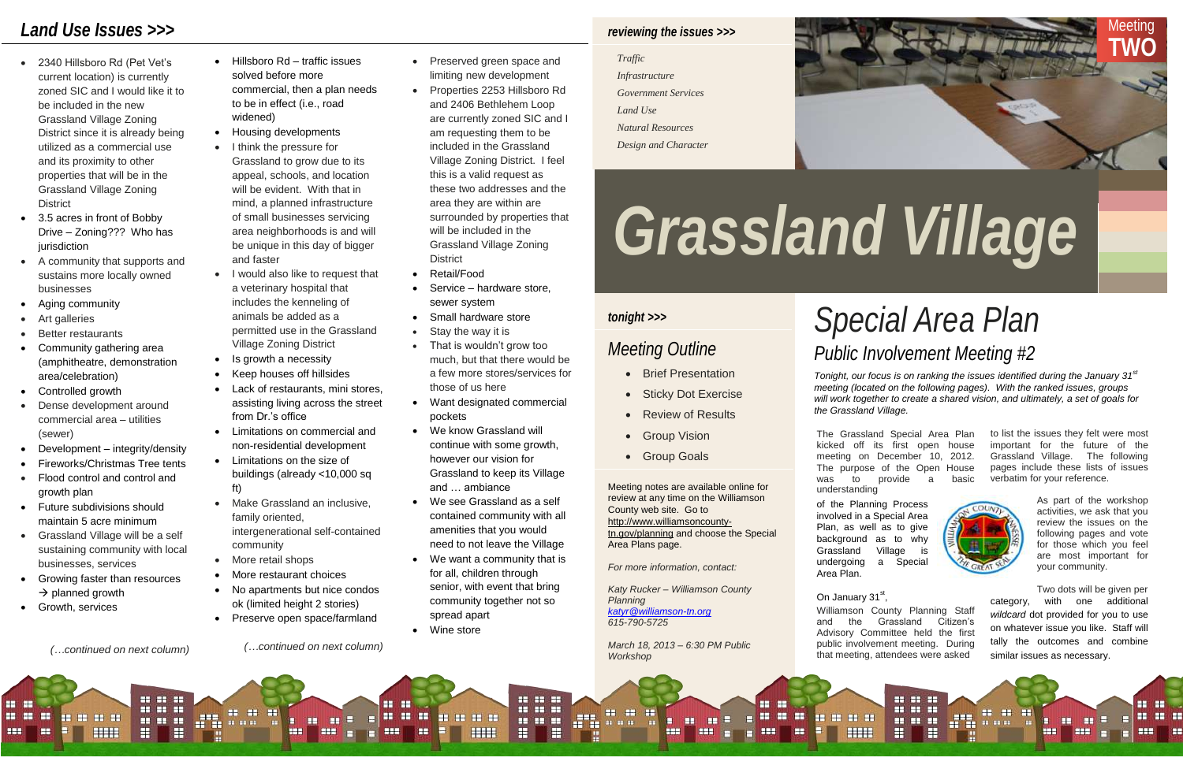## Land Use Issues >>>

- 2340 Hillsboro Rd (Pet Vet's current location) is currently zoned SIC and I would like it to be included in the new Grassland Village Zoning District since it is already being utilized as a commercial use and its proximity to other properties that will be in the Grassland Village Zoning District
- 3.5 acres in front of Bobby Drive – Zoning??? Who has jurisdiction
- A community that supports and sustains more locally owned businesses
- Aging community
- Art galleries
- Better restaurants
- Community gathering area (amphitheatre, demonstration area/celebration)
- Controlled growth
- Dense development around commercial area – utilities (sewer)
- Development – integrity/density
- Fireworks/Christmas Tree tents
- Flood control and control and growth plan
- Future subdivisions should maintain 5 acre minimum
- Grassland Village will be a self sustaining community with local businesses, services
- Growing faster than resources → planned growth
- Growth, services

*(…continued on next column)*

- Hillsboro Rd – traffic issues solved before more commercial, then a plan needs to be in effect (i.e., road widened)
- Housing developments
- I think the pressure for Grassland to grow due to its appeal, schools, and location will be evident. With that in mind, a planned infrastructure of small businesses servicing area neighborhoods is and will be unique in this day of bigger and faster
- I would also like to request that a veterinary hospital that includes the kenneling of animals be added as a permitted use in the Grassland Village Zoning District
- Is growth a necessity
- Keep houses off hillsides
- Lack of restaurants, mini stores, assisting living across the street from Dr.'s office
- Limitations on commercial and non-residential development
- Limitations on the size of buildings (already <10,000 sq ft)
- Make Grassland an inclusive, family oriented, intergenerational self-contained community
- More retail shops
- More restaurant choices
- No apartments but nice condos ok (limited height 2 stories)
- Preserve open space/farmland

*(…continued on next column)*

- Preserved green space and limiting new development
- Properties 2253 Hillsboro Rd and 2406 Bethlehem Loop are currently zoned SIC and I am requesting them to be included in the Grassland Village Zoning District. I feel this is a valid request as these two addresses and the area they are within are surrounded by properties that will be included in the Grassland Village Zoning District
- Retail/Food
- Service – hardware store, sewer system
- Small hardware store
- Stay the way it is
- That is wouldn't grow too much, but that there would be a few more stores/services for those of us here
- Want designated commercial pockets
- We know Grassland will continue with some growth, however our vision for Grassland to keep its Village and … ambiance
- We see Grassland as a self contained community with all amenities that you would need to not leave the Village
- We want a community that is for all, children through senior, with event that bring community together not so spread apart
- Wine store

### reviewing the issues >>>

*Traffic*
*Infrastructure*
*Government Services*
*Land Use*
*Natural Resources*
*Design and Character*

Meeting **TWO**

# Grassland Village

### tonight >>>

## Meeting Outline

- Brief Presentation
- Sticky Dot Exercise
- Review of Results
- Group Vision
- Group Goals

Meeting notes are available online for review at any time on the Williamson County web site. Go to http://www.williamsoncounty-tn.gov/planning and choose the Special Area Plans page.

*For more information, contact:*

*Katy Rucker – Williamson County Planning*
*katyr@williamson-tn.org*
*615-790-5725*

*March 18, 2013 – 6:30 PM Public Workshop*

# Special Area Plan

## Public Involvement Meeting #2

*Tonight, our focus is on ranking the issues identified during the January 31st meeting (located on the following pages). With the ranked issues, groups will work together to create a shared vision, and ultimately, a set of goals for the Grassland Village.*

The Grassland Special Area Plan kicked off its first open house meeting on December 10, 2012. The purpose of the Open House was to provide a basic understanding of the Planning Process involved in a Special Area Plan, as well as to give background as to why Grassland Village is undergoing a Special Area Plan.

On January 31st, Williamson County Planning Staff and the Grassland Citizen's Advisory Committee held the first public involvement meeting. During that meeting, attendees were asked to list the issues they felt were most important for the future of the Grassland Village. The following pages include these lists of issues verbatim for your reference.

As part of the workshop activities, we ask that you review the issues on the following pages and vote for those which you feel are most important for your community.

Two dots will be given per category, with one additional *wildcard* dot provided for you to use on whatever issue you like. Staff will tally the outcomes and combine similar issues as necessary.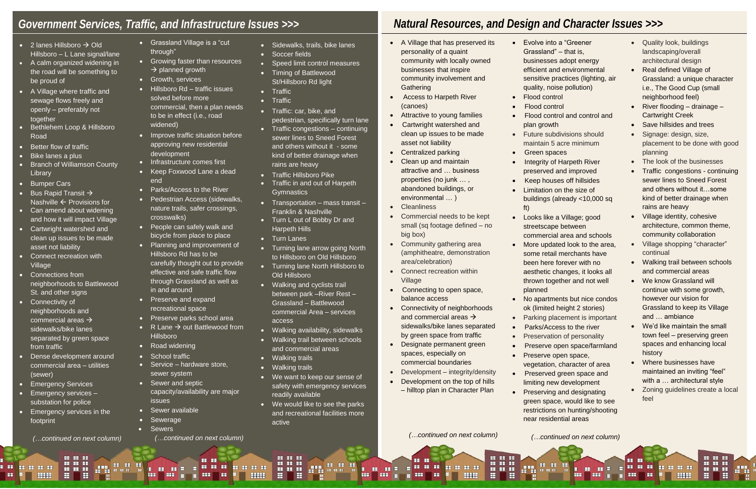# Government Services, Traffic, and Infrastructure Issues >>>

- 2 lanes Hillsboro → Old Hillsboro – L Lane signal/lane
- A calm organized widening in the road will be something to be proud of
- A Village where traffic and sewage flows freely and openly – preferably not together
- Bethlehem Loop & Hillsboro Road
- Better flow of traffic
- Bike lanes a plus
- Branch of Williamson County Library
- Bumper Cars
- Bus Rapid Transit → Nashville ← Provisions for
- Can amend about widening and how it will impact Village
- Cartwright watershed and clean up issues to be made asset not liability
- Connect recreation with Village
- Connections from neighborhoods to Battlewood St. and other signs
- Connectivity of neighborhoods and commercial areas → sidewalks/bike lanes separated by green space from traffic
- Dense development around commercial area – utilities (sewer)
- Emergency Services
- Emergency services – substation for police
- Emergency services in the footprint

*(…continued on next column)*

- Grassland Village is a "cut through"
- Growing faster than resources → planned growth
- Growth, services
- Hillsboro Rd – traffic issues solved before more commercial, then a plan needs to be in effect (i.e., road widened)
- Improve traffic situation before approving new residential development
- Infrastructure comes first
- Keep Foxwood Lane a dead end
- Parks/Access to the River
- Pedestrian Access (sidewalks, nature trails, safer crossings, crosswalks)
- People can safely walk and bicycle from place to place
- Planning and improvement of Hillsboro Rd has to be carefully thought out to provide effective and safe traffic flow through Grassland as well as in and around
- Preserve and expand recreational space
- Preserve parks school area
- R Lane → out Battlewood from Hillsboro
- Road widening
- School traffic
- Service – hardware store, sewer system
- Sewer and septic capacity/availability are major issues
- Sewer available
- Sewerage
- Sewers

*(…continued on next column)*

- Sidewalks, trails, bike lanes
- Soccer fields
- Speed limit control measures
- Timing of Battlewood St/Hillsboro Rd light
- Traffic
- Traffic
- Traffic: car, bike, and pedestrian, specifically turn lane
- Traffic congestions – continuing sewer lines to Sneed Forest and others without it - some kind of better drainage when rains are heavy
- Traffic Hillsboro Pike
- Traffic in and out of Harpeth Gymnastics
- Transportation – mass transit – Franklin & Nashville
- Turn L out of Bobby Dr and Harpeth Hills
- Turn Lanes
- Turning lane arrow going North to Hillsboro on Old Hillsboro
- Turning lane North Hillsboro to Old Hillsboro
- Walking and cyclists trail between park –River Rest – Grassland – Battlewood commercial Area – services access
- Walking availability, sidewalks
- Walking trail between schools and commercial areas
- Walking trails
- Walking trails
- We want to keep our sense of safety with emergency services readily available
- We would like to see the parks and recreational facilities more active

# Natural Resources, and Design and Character Issues >>>

- A Village that has preserved its personality of a quaint community with locally owned businesses that inspire community involvement and Gathering
- Access to Harpeth River (canoes)
- Attractive to young families
- Cartwright watershed and clean up issues to be made asset not liability
- Centralized parking
- Clean up and maintain attractive and … business properties (no junk … , abandoned buildings, or environmental … )
- Cleanliness
- Commercial needs to be kept small (sq footage defined – no big box)
- Community gathering area (amphitheatre, demonstration area/celebration)
- Connect recreation within Village
- Connecting to open space, balance access
- Connectivity of neighborhoods and commercial areas → sidewalks/bike lanes separated by green space from traffic
- Designate permanent green spaces, especially on commercial boundaries
- Development – integrity/density
- Development on the top of hills – hilltop plan in Character Plan

*(…continued on next column)*

- Evolve into a "Greener Grassland" – that is, businesses adopt energy efficient and environmental sensitive practices (lighting, air quality, noise pollution)
- Flood control
- Flood control
- Flood control and control and plan growth
- Future subdivisions should maintain 5 acre minimum
- Green spaces
- Integrity of Harpeth River preserved and improved
- Keep houses off hillsides
- Limitation on the size of buildings (already <10,000 sq ft)
- Looks like a Village; good streetscape between commercial area and schools
- More updated look to the area, some retail merchants have been here forever with no aesthetic changes, it looks all thrown together and not well planned
- No apartments but nice condos ok (limited height 2 stories)
- Parking placement is important
- Parks/Access to the river
- Preservation of personality
- Preserve open space/farmland
- Preserve open space, vegetation, character of area
- Preserved green space and limiting new development
- Preserving and designating green space, would like to see restrictions on hunting/shooting near residential areas

*(…continued on next column)*

- Quality look, buildings landscaping/overall architectural design
- Real defined Village of Grassland: a unique character i.e., The Good Cup (small neighborhood feel)
- River flooding – drainage – Cartwright Creek
- Save hillsides and trees
- Signage: design, size, placement to be done with good planning
- The look of the businesses
- Traffic congestions - continuing sewer lines to Sneed Forest and others without it…some kind of better drainage when rains are heavy
- Village identity, cohesive architecture, common theme, community collaboration
- Village shopping "character" continual
- Walking trail between schools and commercial areas
- We know Grassland will continue with some growth, however our vision for Grassland to keep its Village and … ambiance
- We'd like maintain the small town feel – preserving green spaces and enhancing local history
- Where businesses have maintained an inviting "feel" with a … architectural style
- Zoning guidelines create a local feel